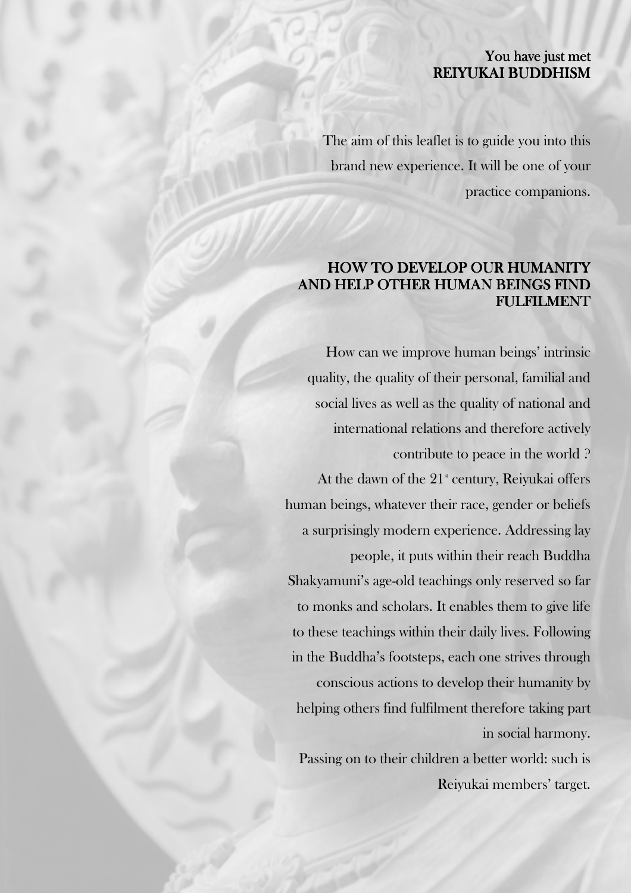**You have just met**
**REIYUKAI BUDDHISM**

The aim of this leaflet is to guide you into this brand new experience. It will be one of your practice companions.

## HOW TO DEVELOP OUR HUMANITY AND HELP OTHER HUMAN BEINGS FIND FULFILMENT

How can we improve human beings' intrinsic quality, the quality of their personal, familial and social lives as well as the quality of national and international relations and therefore actively contribute to peace in the world ?

At the dawn of the 21st century, Reiyukai offers human beings, whatever their race, gender or beliefs a surprisingly modern experience. Addressing lay people, it puts within their reach Buddha Shakyamuni's age-old teachings only reserved so far to monks and scholars. It enables them to give life to these teachings within their daily lives. Following in the Buddha's footsteps, each one strives through conscious actions to develop their humanity by helping others find fulfilment therefore taking part in social harmony.

Passing on to their children a better world: such is Reiyukai members' target.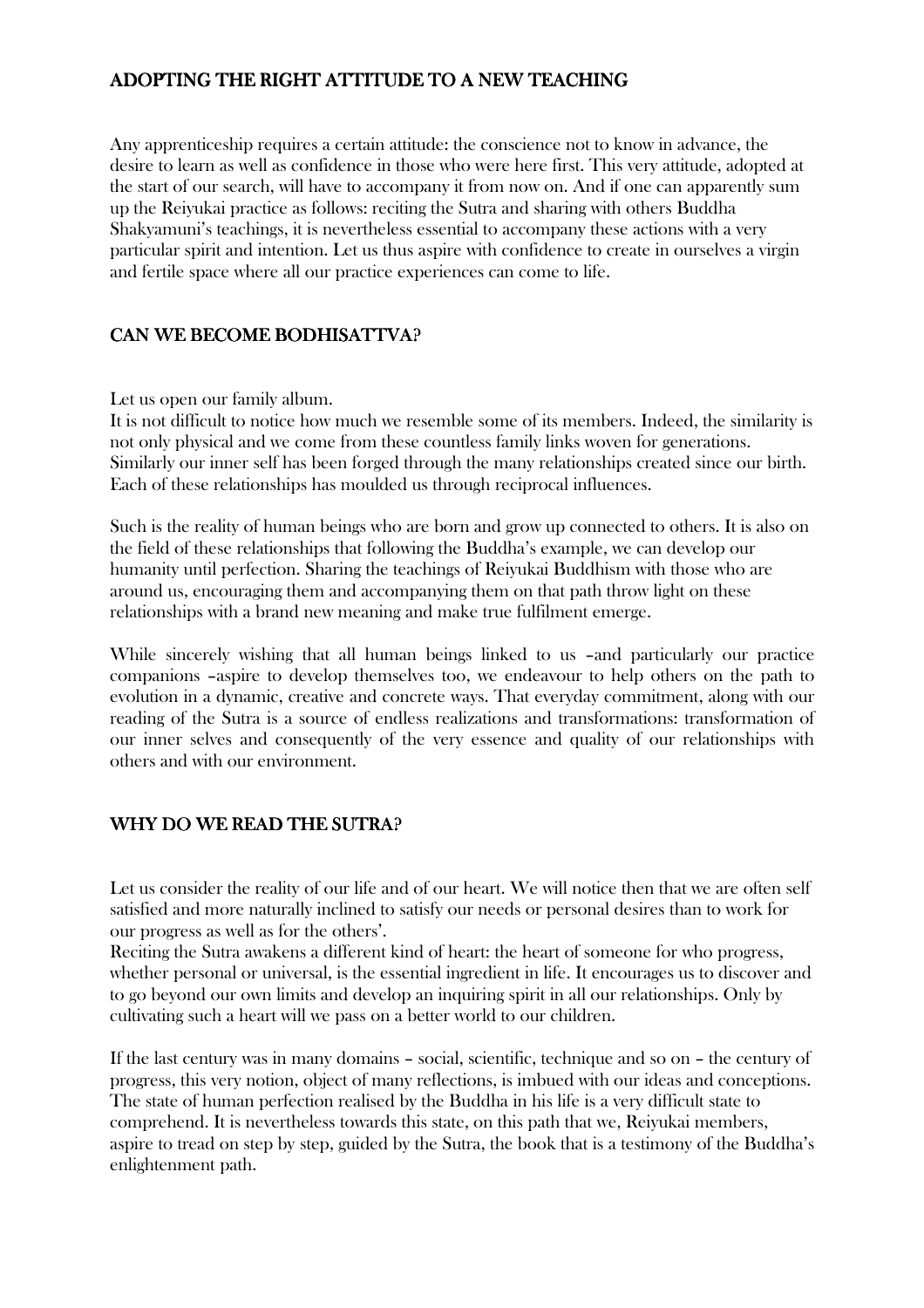## ADOPTING THE RIGHT ATTITUDE TO A NEW TEACHING

Any apprenticeship requires a certain attitude: the conscience not to know in advance, the desire to learn as well as confidence in those who were here first. This very attitude, adopted at the start of our search, will have to accompany it from now on. And if one can apparently sum up the Reiyukai practice as follows: reciting the Sutra and sharing with others Buddha Shakyamuni's teachings, it is nevertheless essential to accompany these actions with a very particular spirit and intention. Let us thus aspire with confidence to create in ourselves a virgin and fertile space where all our practice experiences can come to life.

## CAN WE BECOME BODHISATTVA?

Let us open our family album.

It is not difficult to notice how much we resemble some of its members. Indeed, the similarity is not only physical and we come from these countless family links woven for generations. Similarly our inner self has been forged through the many relationships created since our birth. Each of these relationships has moulded us through reciprocal influences.

Such is the reality of human beings who are born and grow up connected to others. It is also on the field of these relationships that following the Buddha's example, we can develop our humanity until perfection. Sharing the teachings of Reiyukai Buddhism with those who are around us, encouraging them and accompanying them on that path throw light on these relationships with a brand new meaning and make true fulfilment emerge.

While sincerely wishing that all human beings linked to us –and particularly our practice companions –aspire to develop themselves too, we endeavour to help others on the path to evolution in a dynamic, creative and concrete ways. That everyday commitment, along with our reading of the Sutra is a source of endless realizations and transformations: transformation of our inner selves and consequently of the very essence and quality of our relationships with others and with our environment.

## WHY DO WE READ THE SUTRA?

Let us consider the reality of our life and of our heart. We will notice then that we are often self satisfied and more naturally inclined to satisfy our needs or personal desires than to work for our progress as well as for the others'.

Reciting the Sutra awakens a different kind of heart: the heart of someone for who progress, whether personal or universal, is the essential ingredient in life. It encourages us to discover and to go beyond our own limits and develop an inquiring spirit in all our relationships. Only by cultivating such a heart will we pass on a better world to our children.

If the last century was in many domains – social, scientific, technique and so on – the century of progress, this very notion, object of many reflections, is imbued with our ideas and conceptions. The state of human perfection realised by the Buddha in his life is a very difficult state to comprehend. It is nevertheless towards this state, on this path that we, Reiyukai members, aspire to tread on step by step, guided by the Sutra, the book that is a testimony of the Buddha's enlightenment path.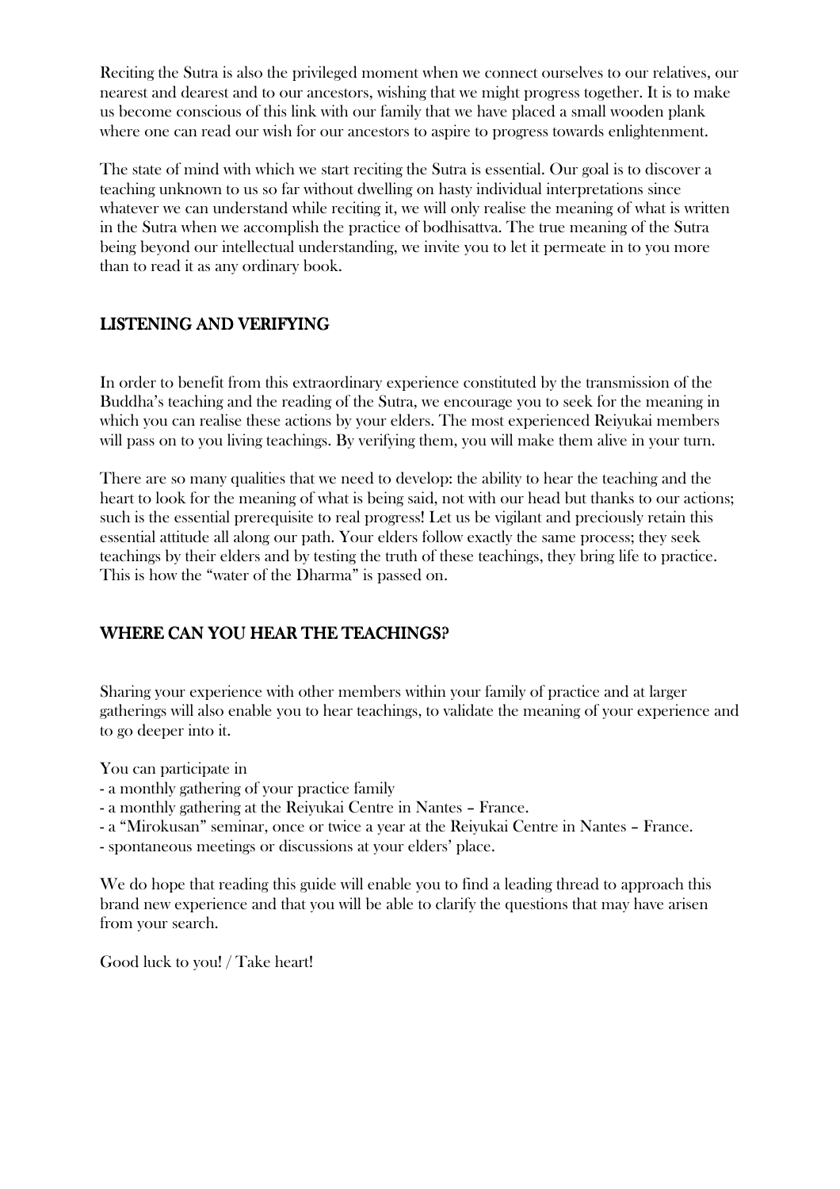Reciting the Sutra is also the privileged moment when we connect ourselves to our relatives, our nearest and dearest and to our ancestors, wishing that we might progress together. It is to make us become conscious of this link with our family that we have placed a small wooden plank where one can read our wish for our ancestors to aspire to progress towards enlightenment.

The state of mind with which we start reciting the Sutra is essential. Our goal is to discover a teaching unknown to us so far without dwelling on hasty individual interpretations since whatever we can understand while reciting it, we will only realise the meaning of what is written in the Sutra when we accomplish the practice of bodhisattva. The true meaning of the Sutra being beyond our intellectual understanding, we invite you to let it permeate in to you more than to read it as any ordinary book.

## LISTENING AND VERIFYING

In order to benefit from this extraordinary experience constituted by the transmission of the Buddha's teaching and the reading of the Sutra, we encourage you to seek for the meaning in which you can realise these actions by your elders. The most experienced Reiyukai members will pass on to you living teachings. By verifying them, you will make them alive in your turn.

There are so many qualities that we need to develop: the ability to hear the teaching and the heart to look for the meaning of what is being said, not with our head but thanks to our actions; such is the essential prerequisite to real progress! Let us be vigilant and preciously retain this essential attitude all along our path. Your elders follow exactly the same process; they seek teachings by their elders and by testing the truth of these teachings, they bring life to practice. This is how the "water of the Dharma" is passed on.

## WHERE CAN YOU HEAR THE TEACHINGS?

Sharing your experience with other members within your family of practice and at larger gatherings will also enable you to hear teachings, to validate the meaning of your experience and to go deeper into it.

You can participate in

- a monthly gathering of your practice family
- a monthly gathering at the Reiyukai Centre in Nantes – France.
- a "Mirokusan" seminar, once or twice a year at the Reiyukai Centre in Nantes – France.
- spontaneous meetings or discussions at your elders' place.

We do hope that reading this guide will enable you to find a leading thread to approach this brand new experience and that you will be able to clarify the questions that may have arisen from your search.

Good luck to you! / Take heart!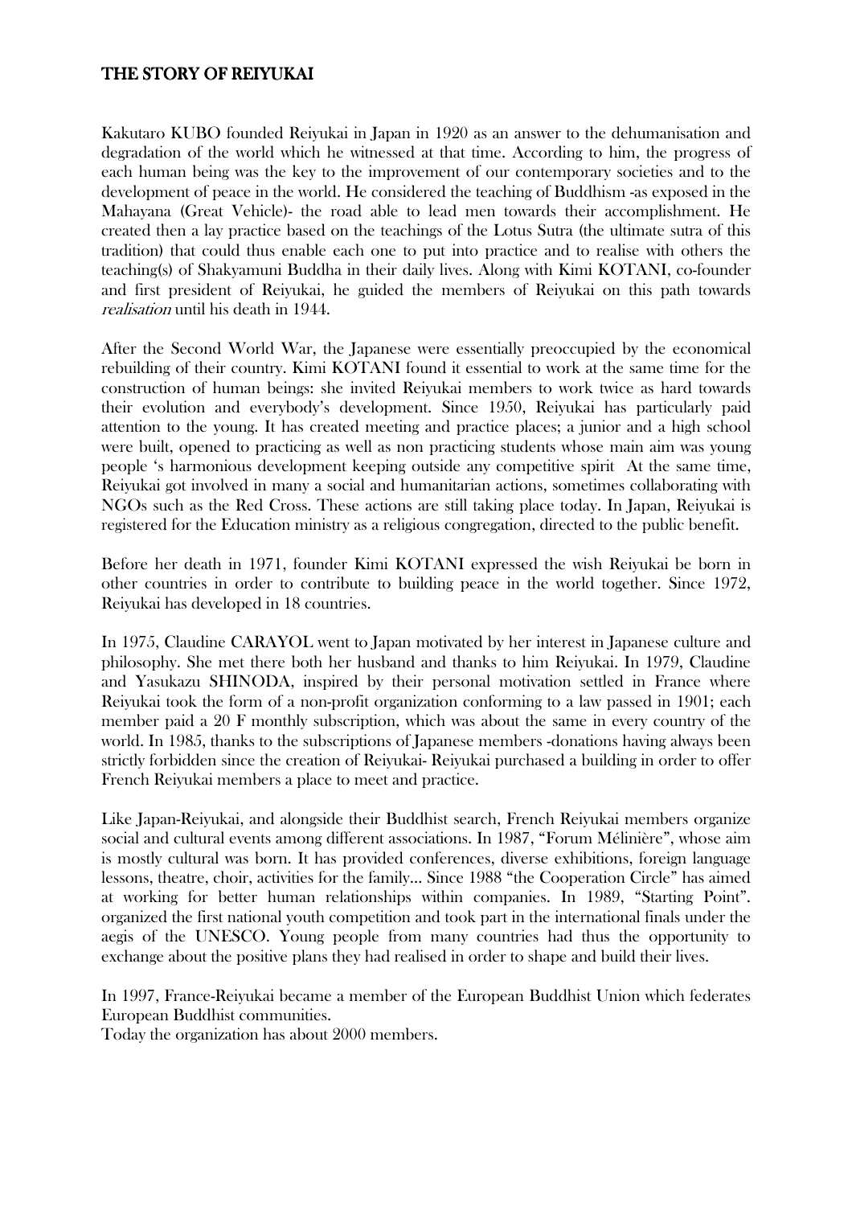## THE STORY OF REIYUKAI

Kakutaro KUBO founded Reiyukai in Japan in 1920 as an answer to the dehumanisation and degradation of the world which he witnessed at that time. According to him, the progress of each human being was the key to the improvement of our contemporary societies and to the development of peace in the world. He considered the teaching of Buddhism -as exposed in the Mahayana (Great Vehicle)- the road able to lead men towards their accomplishment. He created then a lay practice based on the teachings of the Lotus Sutra (the ultimate sutra of this tradition) that could thus enable each one to put into practice and to realise with others the teaching(s) of Shakyamuni Buddha in their daily lives. Along with Kimi KOTANI, co-founder and first president of Reiyukai, he guided the members of Reiyukai on this path towards *realisation* until his death in 1944.

After the Second World War, the Japanese were essentially preoccupied by the economical rebuilding of their country. Kimi KOTANI found it essential to work at the same time for the construction of human beings: she invited Reiyukai members to work twice as hard towards their evolution and everybody's development. Since 1950, Reiyukai has particularly paid attention to the young. It has created meeting and practice places; a junior and a high school were built, opened to practicing as well as non practicing students whose main aim was young people 's harmonious development keeping outside any competitive spirit At the same time, Reiyukai got involved in many a social and humanitarian actions, sometimes collaborating with NGOs such as the Red Cross. These actions are still taking place today. In Japan, Reiyukai is registered for the Education ministry as a religious congregation, directed to the public benefit.

Before her death in 1971, founder Kimi KOTANI expressed the wish Reiyukai be born in other countries in order to contribute to building peace in the world together. Since 1972, Reiyukai has developed in 18 countries.

In 1975, Claudine CARAYOL went to Japan motivated by her interest in Japanese culture and philosophy. She met there both her husband and thanks to him Reiyukai. In 1979, Claudine and Yasukazu SHINODA, inspired by their personal motivation settled in France where Reiyukai took the form of a non-profit organization conforming to a law passed in 1901; each member paid a 20 F monthly subscription, which was about the same in every country of the world. In 1985, thanks to the subscriptions of Japanese members -donations having always been strictly forbidden since the creation of Reiyukai- Reiyukai purchased a building in order to offer French Reiyukai members a place to meet and practice.

Like Japan-Reiyukai, and alongside their Buddhist search, French Reiyukai members organize social and cultural events among different associations. In 1987, "Forum Mélinière", whose aim is mostly cultural was born. It has provided conferences, diverse exhibitions, foreign language lessons, theatre, choir, activities for the family… Since 1988 "the Cooperation Circle" has aimed at working for better human relationships within companies. In 1989, "Starting Point". organized the first national youth competition and took part in the international finals under the aegis of the UNESCO. Young people from many countries had thus the opportunity to exchange about the positive plans they had realised in order to shape and build their lives.

In 1997, France-Reiyukai became a member of the European Buddhist Union which federates European Buddhist communities.
Today the organization has about 2000 members.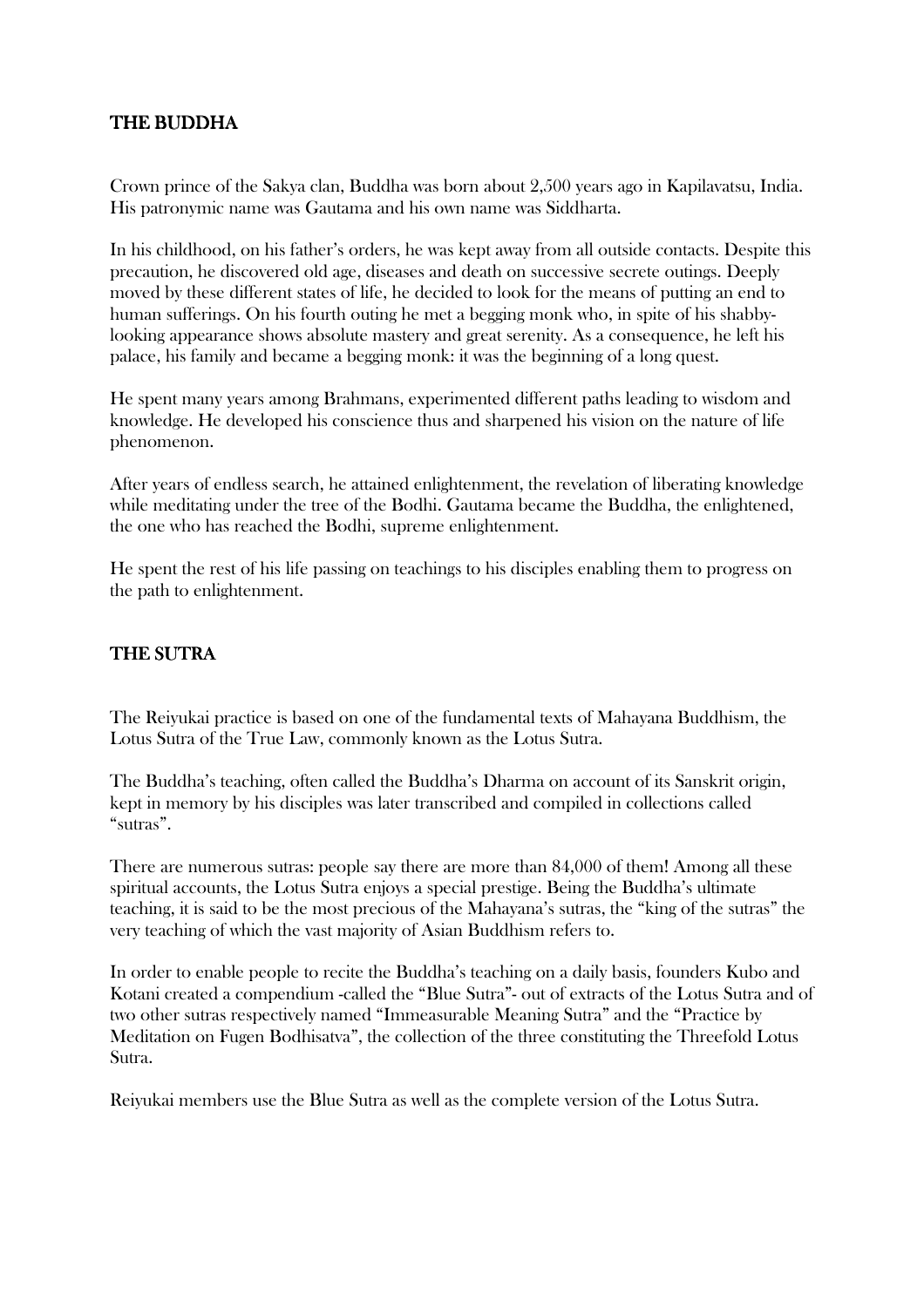## THE BUDDHA

Crown prince of the Sakya clan, Buddha was born about 2,500 years ago in Kapilavatsu, India. His patronymic name was Gautama and his own name was Siddharta.

In his childhood, on his father's orders, he was kept away from all outside contacts. Despite this precaution, he discovered old age, diseases and death on successive secrete outings. Deeply moved by these different states of life, he decided to look for the means of putting an end to human sufferings. On his fourth outing he met a begging monk who, in spite of his shabby-looking appearance shows absolute mastery and great serenity. As a consequence, he left his palace, his family and became a begging monk: it was the beginning of a long quest.

He spent many years among Brahmans, experimented different paths leading to wisdom and knowledge. He developed his conscience thus and sharpened his vision on the nature of life phenomenon.

After years of endless search, he attained enlightenment, the revelation of liberating knowledge while meditating under the tree of the Bodhi. Gautama became the Buddha, the enlightened, the one who has reached the Bodhi, supreme enlightenment.

He spent the rest of his life passing on teachings to his disciples enabling them to progress on the path to enlightenment.

## THE SUTRA

The Reiyukai practice is based on one of the fundamental texts of Mahayana Buddhism, the Lotus Sutra of the True Law, commonly known as the Lotus Sutra.

The Buddha's teaching, often called the Buddha's Dharma on account of its Sanskrit origin, kept in memory by his disciples was later transcribed and compiled in collections called "sutras".

There are numerous sutras: people say there are more than 84,000 of them! Among all these spiritual accounts, the Lotus Sutra enjoys a special prestige. Being the Buddha's ultimate teaching, it is said to be the most precious of the Mahayana's sutras, the "king of the sutras" the very teaching of which the vast majority of Asian Buddhism refers to.

In order to enable people to recite the Buddha's teaching on a daily basis, founders Kubo and Kotani created a compendium -called the "Blue Sutra"- out of extracts of the Lotus Sutra and of two other sutras respectively named "Immeasurable Meaning Sutra" and the "Practice by Meditation on Fugen Bodhisatva", the collection of the three constituting the Threefold Lotus Sutra.

Reiyukai members use the Blue Sutra as well as the complete version of the Lotus Sutra.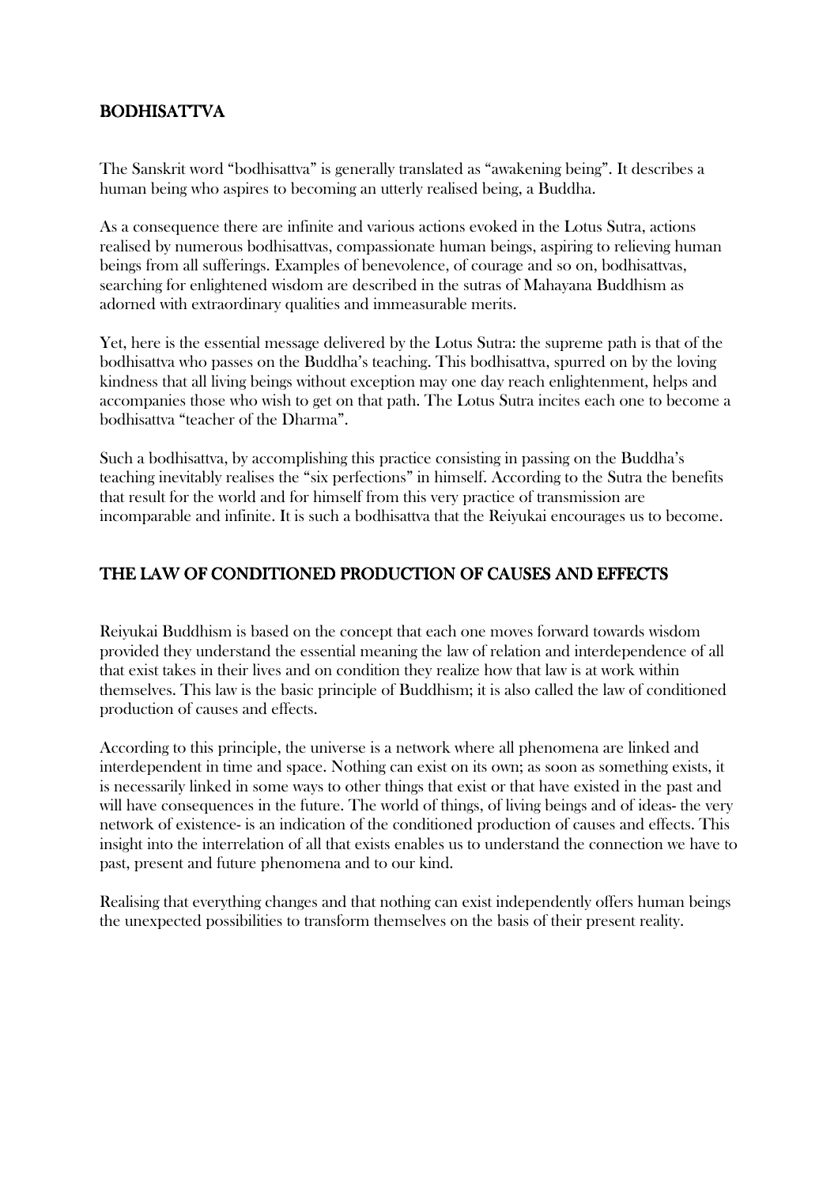## BODHISATTVA

The Sanskrit word "bodhisattva" is generally translated as "awakening being". It describes a human being who aspires to becoming an utterly realised being, a Buddha.

As a consequence there are infinite and various actions evoked in the Lotus Sutra, actions realised by numerous bodhisattvas, compassionate human beings, aspiring to relieving human beings from all sufferings. Examples of benevolence, of courage and so on, bodhisattvas, searching for enlightened wisdom are described in the sutras of Mahayana Buddhism as adorned with extraordinary qualities and immeasurable merits.

Yet, here is the essential message delivered by the Lotus Sutra: the supreme path is that of the bodhisattva who passes on the Buddha's teaching. This bodhisattva, spurred on by the loving kindness that all living beings without exception may one day reach enlightenment, helps and accompanies those who wish to get on that path. The Lotus Sutra incites each one to become a bodhisattva "teacher of the Dharma".

Such a bodhisattva, by accomplishing this practice consisting in passing on the Buddha's teaching inevitably realises the "six perfections" in himself. According to the Sutra the benefits that result for the world and for himself from this very practice of transmission are incomparable and infinite. It is such a bodhisattva that the Reiyukai encourages us to become.

## THE LAW OF CONDITIONED PRODUCTION OF CAUSES AND EFFECTS

Reiyukai Buddhism is based on the concept that each one moves forward towards wisdom provided they understand the essential meaning the law of relation and interdependence of all that exist takes in their lives and on condition they realize how that law is at work within themselves. This law is the basic principle of Buddhism; it is also called the law of conditioned production of causes and effects.

According to this principle, the universe is a network where all phenomena are linked and interdependent in time and space. Nothing can exist on its own; as soon as something exists, it is necessarily linked in some ways to other things that exist or that have existed in the past and will have consequences in the future. The world of things, of living beings and of ideas- the very network of existence- is an indication of the conditioned production of causes and effects. This insight into the interrelation of all that exists enables us to understand the connection we have to past, present and future phenomena and to our kind.

Realising that everything changes and that nothing can exist independently offers human beings the unexpected possibilities to transform themselves on the basis of their present reality.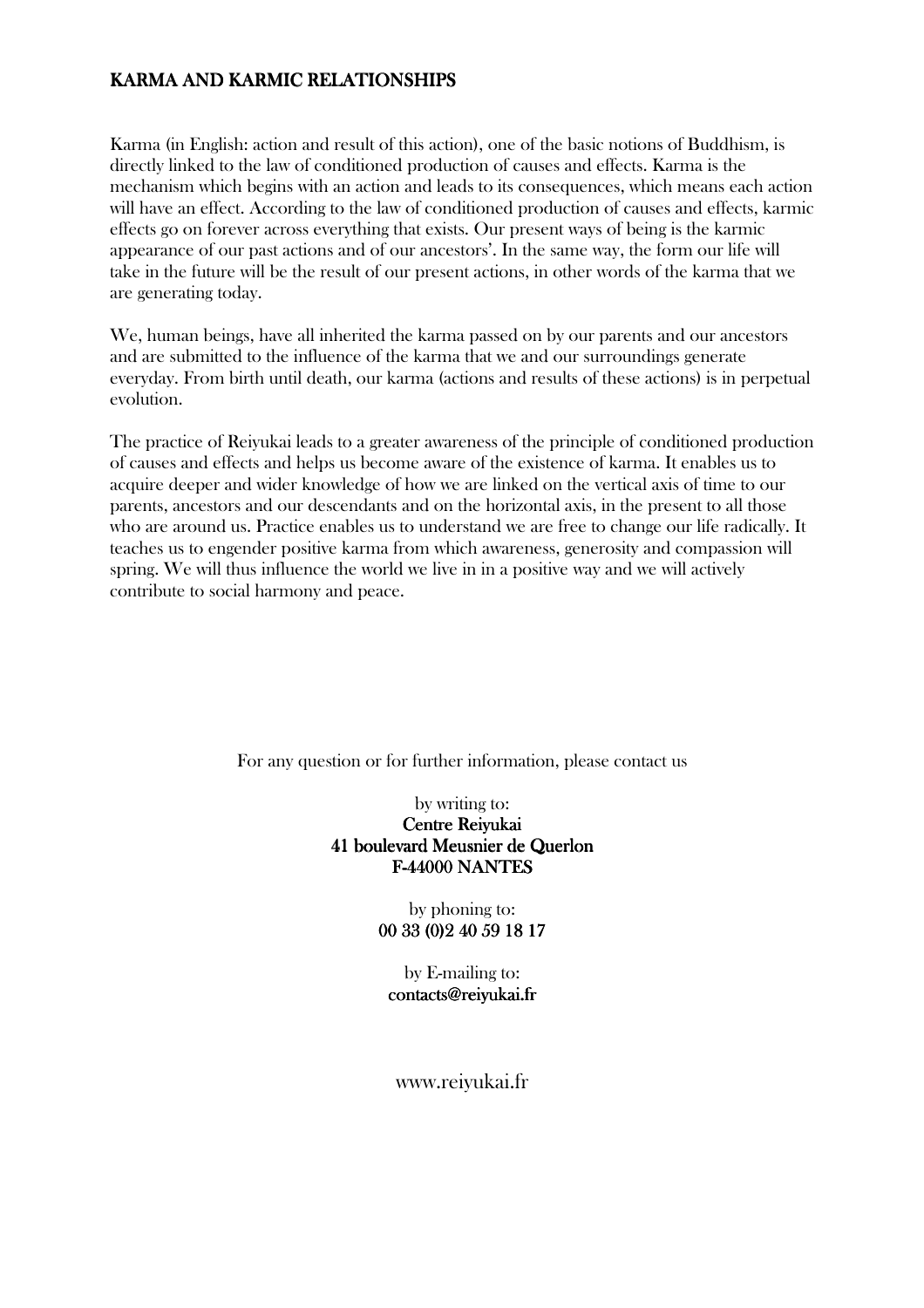## KARMA AND KARMIC RELATIONSHIPS

Karma (in English: action and result of this action), one of the basic notions of Buddhism, is directly linked to the law of conditioned production of causes and effects. Karma is the mechanism which begins with an action and leads to its consequences, which means each action will have an effect. According to the law of conditioned production of causes and effects, karmic effects go on forever across everything that exists. Our present ways of being is the karmic appearance of our past actions and of our ancestors'. In the same way, the form our life will take in the future will be the result of our present actions, in other words of the karma that we are generating today.

We, human beings, have all inherited the karma passed on by our parents and our ancestors and are submitted to the influence of the karma that we and our surroundings generate everyday. From birth until death, our karma (actions and results of these actions) is in perpetual evolution.

The practice of Reiyukai leads to a greater awareness of the principle of conditioned production of causes and effects and helps us become aware of the existence of karma. It enables us to acquire deeper and wider knowledge of how we are linked on the vertical axis of time to our parents, ancestors and our descendants and on the horizontal axis, in the present to all those who are around us. Practice enables us to understand we are free to change our life radically. It teaches us to engender positive karma from which awareness, generosity and compassion will spring. We will thus influence the world we live in in a positive way and we will actively contribute to social harmony and peace.

For any question or for further information, please contact us

by writing to:
**Centre Reiyukai**
**41 boulevard Meusnier de Querlon**
**F-44000 NANTES**

by phoning to:
**00 33 (0)2 40 59 18 17**

by E-mailing to:
**contacts@reiyukai.fr**

www.reiyukai.fr